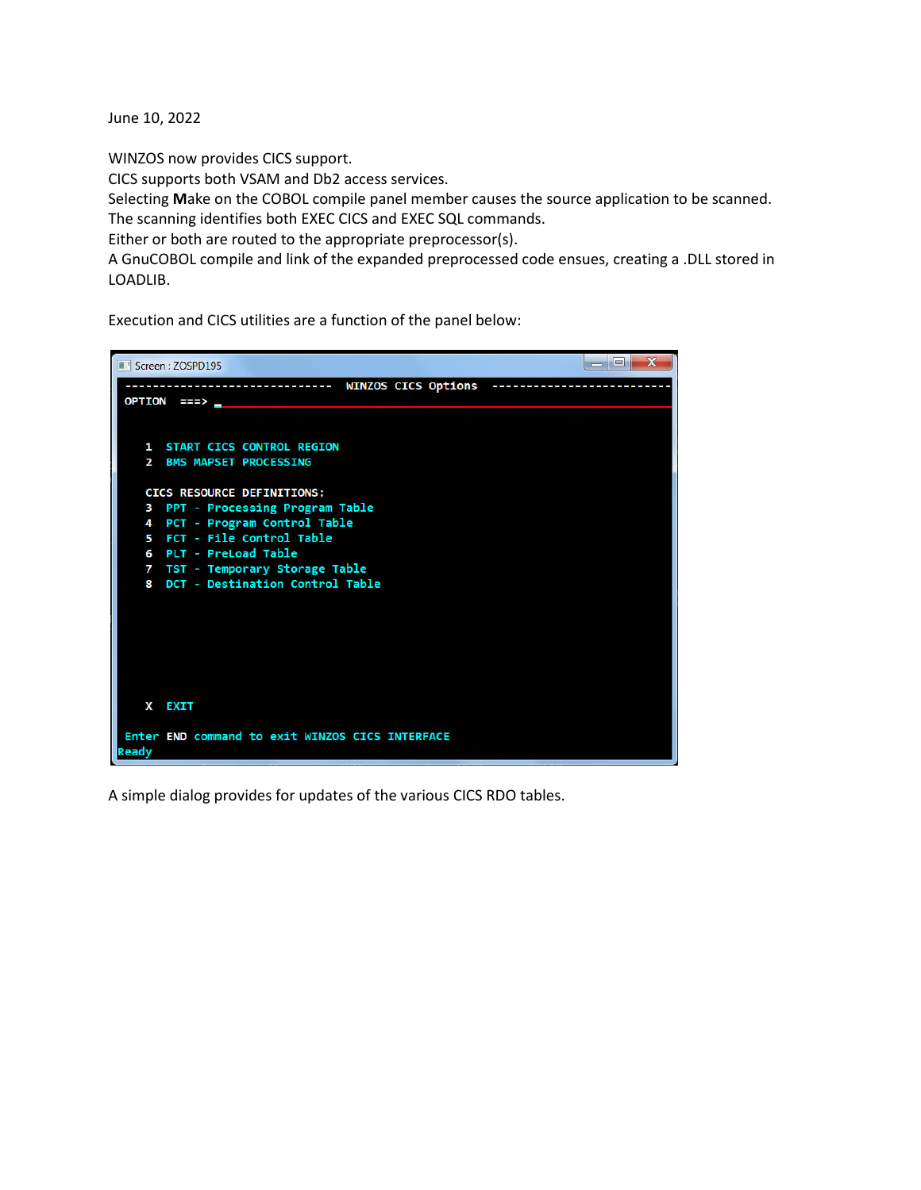June 10, 2022

WINZOS now provides CICS support.
CICS supports both VSAM and Db2 access services.
Selecting **M**ake on the COBOL compile panel member causes the source application to be scanned.
The scanning identifies both EXEC CICS and EXEC SQL commands.
Either or both are routed to the appropriate preprocessor(s).
A GnuCOBOL compile and link of the expanded preprocessed code ensues, creating a .DLL stored in LOADLIB.

Execution and CICS utilities are a function of the panel below:

```
Screen : ZOSPD195
------------------------------  WINZOS CICS Options  --------------------------
OPTION  ===> _


   1  START CICS CONTROL REGION
   2  BMS MAPSET PROCESSING

   CICS RESOURCE DEFINITIONS:
   3  PPT - Processing Program Table
   4  PCT - Program Control Table
   5  FCT - File Control Table
   6  PLT - PreLoad Table
   7  TST - Temporary Storage Table
   8  DCT - Destination Control Table







   X  EXIT

 Enter END command to exit WINZOS CICS INTERFACE
Ready
```

A simple dialog provides for updates of the various CICS RDO tables.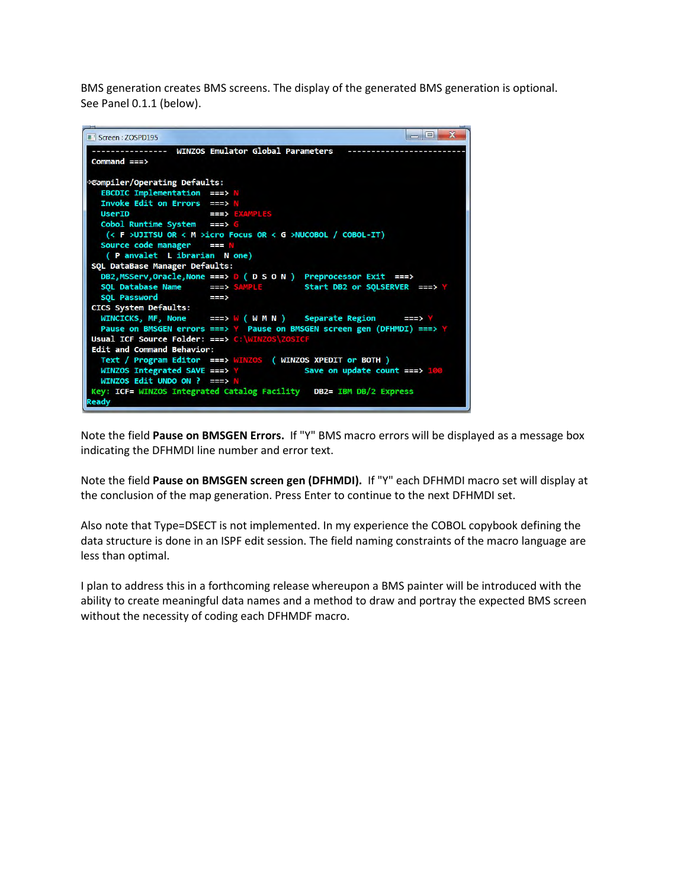BMS generation creates BMS screens. The display of the generated BMS generation is optional. See Panel 0.1.1 (below).

```
Screen : ZOSPD195
---------------- WINZOS Emulator Global Parameters ------------------------
Command ===>

Compiler/Operating Defaults:
  EBCDIC Implementation  ===> N
  Invoke Edit on Errors  ===> N
  UserID                 ===> EXAMPLES
  Cobol Runtime System   ===> G
   (< F >UJITSU OR < M >icro Focus OR < G >NUCOBOL / COBOL-IT)
  Source code manager    === N
   ( P anvalet  L ibrarian  N one)
SQL DataBase Manager Defaults:
  DB2,MSServ,Oracle,None ===> D ( D S O N )  Preprocessor Exit  ===>
  SQL Database Name      ===> SAMPLE         Start DB2 or SQLSERVER  ===> Y
  SQL Password           ===>
CICS System Defaults:
  WINCICKS, MF, None     ===> W ( W M N )    Separate Region      ===> Y
  Pause on BMSGEN errors ===> Y  Pause on BMSGEN screen gen (DFHMDI) ===> Y
Usual ICF Source Folder: ===> C:\WINZOS\ZOSICF
Edit and Command Behavior:
  Text / Program Editor  ===> WINZOS  ( WINZOS XPEDIT or BOTH )
  WINZOS Integrated SAVE ===> Y              Save on update count ===> 100
  WINZOS Edit UNDO ON ?  ===> N
Key: ICF= WINZOS Integrated Catalog Facility   DB2= IBM DB/2 Express
Ready
```

Note the field **Pause on BMSGEN Errors.** If "Y" BMS macro errors will be displayed as a message box indicating the DFHMDI line number and error text.

Note the field **Pause on BMSGEN screen gen (DFHMDI).** If "Y" each DFHMDI macro set will display at the conclusion of the map generation. Press Enter to continue to the next DFHMDI set.

Also note that Type=DSECT is not implemented. In my experience the COBOL copybook defining the data structure is done in an ISPF edit session. The field naming constraints of the macro language are less than optimal.

I plan to address this in a forthcoming release whereupon a BMS painter will be introduced with the ability to create meaningful data names and a method to draw and portray the expected BMS screen without the necessity of coding each DFHMDF macro.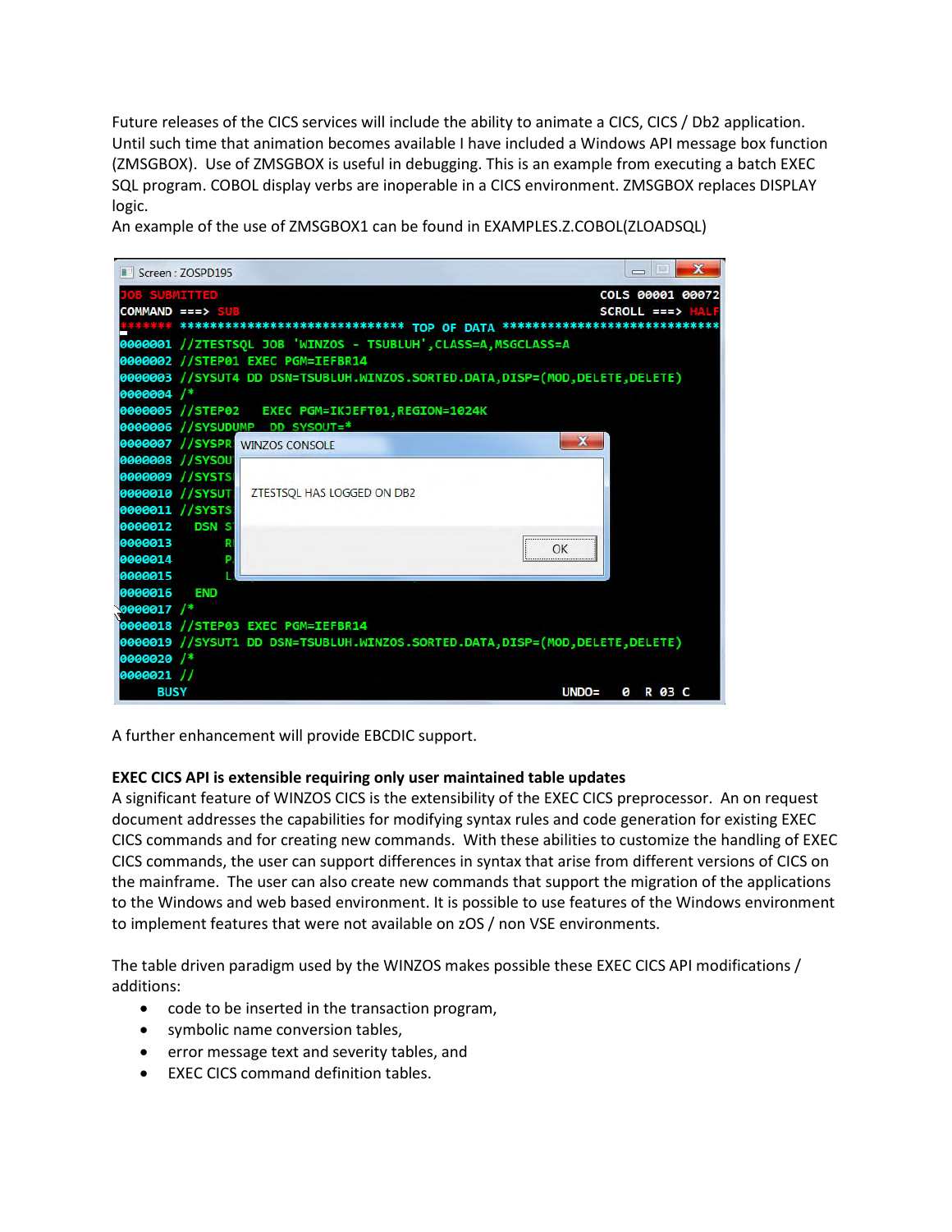Future releases of the CICS services will include the ability to animate a CICS, CICS / Db2 application. Until such time that animation becomes available I have included a Windows API message box function (ZMSGBOX). Use of ZMSGBOX is useful in debugging. This is an example from executing a batch EXEC SQL program. COBOL display verbs are inoperable in a CICS environment. ZMSGBOX replaces DISPLAY logic.

An example of the use of ZMSGBOX1 can be found in EXAMPLES.Z.COBOL(ZLOADSQL)

```
Screen : ZOSPD195
JOB SUBMITTED                                                    COLS 00001 00072
COMMAND ===> SUB                                                 SCROLL ===> HALF
****** ***************************** TOP OF DATA ******************************
0000001 //ZTESTSQL JOB 'WINZOS - TSUBLUH',CLASS=A,MSGCLASS=A
0000002 //STEP01 EXEC PGM=IEFBR14
0000003 //SYSUT4 DD DSN=TSUBLUH.WINZOS.SORTED.DATA,DISP=(MOD,DELETE,DELETE)
0000004 /*
0000005 //STEP02   EXEC PGM=IKJEFT01,REGION=1024K
0000006 //SYSUDUMP  DD SYSOUT=*
0000007 //SYSPR
0000008 //SYSOU
0000009 //SYSTS
0000010 //SYSUT
0000011 //SYSTS
0000012    DSN S
0000013        R
0000014        P
0000015        L
0000016    END
0000017 /*
0000018 //STEP03 EXEC PGM=IEFBR14
0000019 //SYSUT1 DD DSN=TSUBLUH.WINZOS.SORTED.DATA,DISP=(MOD,DELETE,DELETE)
0000020 /*
0000021 //
     BUSY                                                       UNDO=   0  R 03 C

[WINZOS CONSOLE]
ZTESTSQL HAS LOGGED ON DB2
[OK]
```

A further enhancement will provide EBCDIC support.

**EXEC CICS API is extensible requiring only user maintained table updates**

A significant feature of WINZOS CICS is the extensibility of the EXEC CICS preprocessor. An on request document addresses the capabilities for modifying syntax rules and code generation for existing EXEC CICS commands and for creating new commands. With these abilities to customize the handling of EXEC CICS commands, the user can support differences in syntax that arise from different versions of CICS on the mainframe. The user can also create new commands that support the migration of the applications to the Windows and web based environment. It is possible to use features of the Windows environment to implement features that were not available on zOS / non VSE environments.

The table driven paradigm used by the WINZOS makes possible these EXEC CICS API modifications / additions:

- code to be inserted in the transaction program,
- symbolic name conversion tables,
- error message text and severity tables, and
- EXEC CICS command definition tables.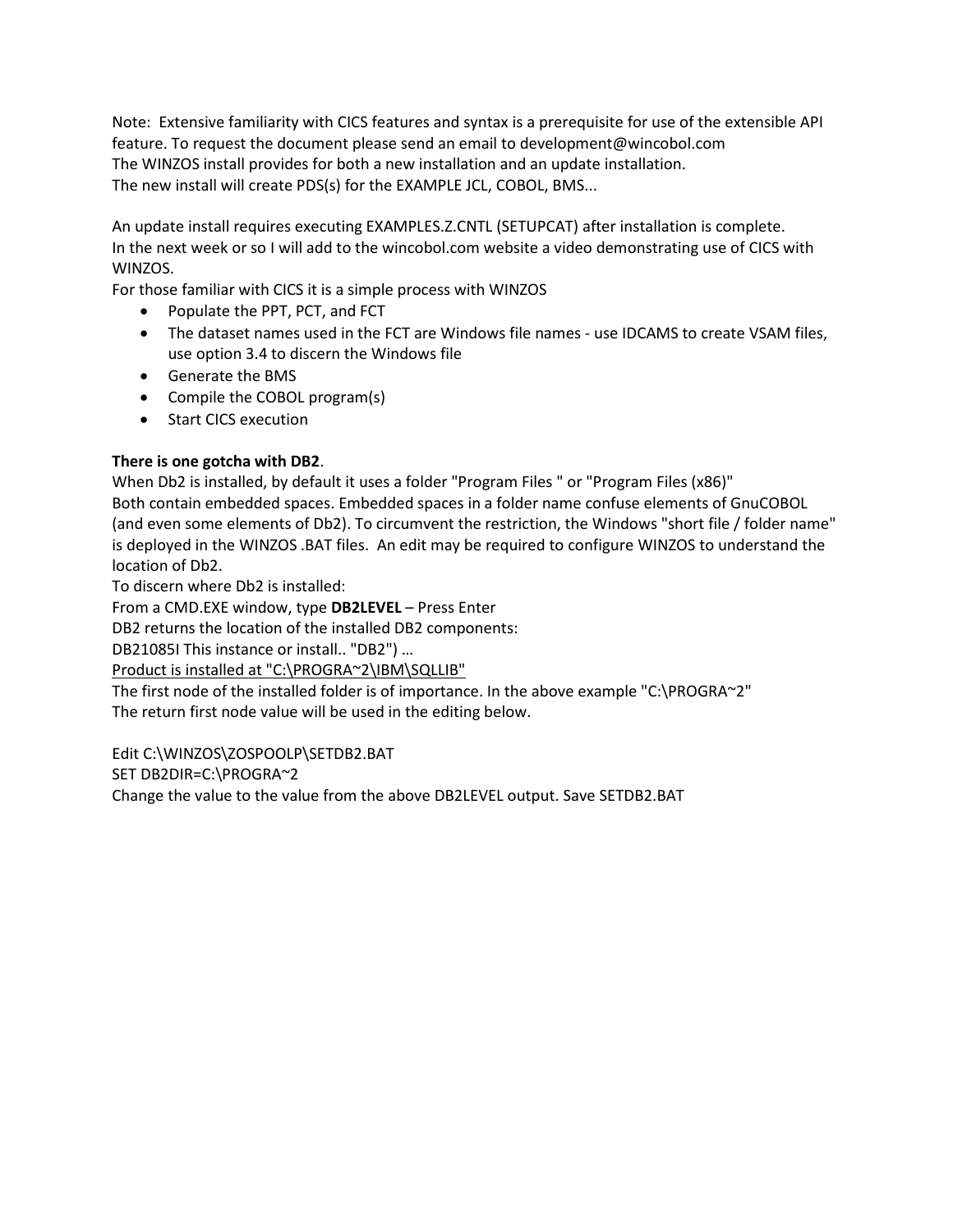Note: Extensive familiarity with CICS features and syntax is a prerequisite for use of the extensible API feature. To request the document please send an email to development@wincobol.com
The WINZOS install provides for both a new installation and an update installation.
The new install will create PDS(s) for the EXAMPLE JCL, COBOL, BMS...

An update install requires executing EXAMPLES.Z.CNTL (SETUPCAT) after installation is complete.
In the next week or so I will add to the wincobol.com website a video demonstrating use of CICS with WINZOS.
For those familiar with CICS it is a simple process with WINZOS

- Populate the PPT, PCT, and FCT
- The dataset names used in the FCT are Windows file names - use IDCAMS to create VSAM files, use option 3.4 to discern the Windows file
- Generate the BMS
- Compile the COBOL program(s)
- Start CICS execution

**There is one gotcha with DB2**.
When Db2 is installed, by default it uses a folder "Program Files " or "Program Files (x86)"
Both contain embedded spaces. Embedded spaces in a folder name confuse elements of GnuCOBOL (and even some elements of Db2). To circumvent the restriction, the Windows "short file / folder name" is deployed in the WINZOS .BAT files. An edit may be required to configure WINZOS to understand the location of Db2.
To discern where Db2 is installed:
From a CMD.EXE window, type **DB2LEVEL** – Press Enter
DB2 returns the location of the installed DB2 components:
DB21085I This instance or install.. "DB2") …
<u>Product is installed at "C:\PROGRA~2\IBM\SQLLIB"</u>
The first node of the installed folder is of importance. In the above example "C:\PROGRA~2"
The return first node value will be used in the editing below.

Edit C:\WINZOS\ZOSPOOLP\SETDB2.BAT
SET DB2DIR=C:\PROGRA~2
Change the value to the value from the above DB2LEVEL output. Save SETDB2.BAT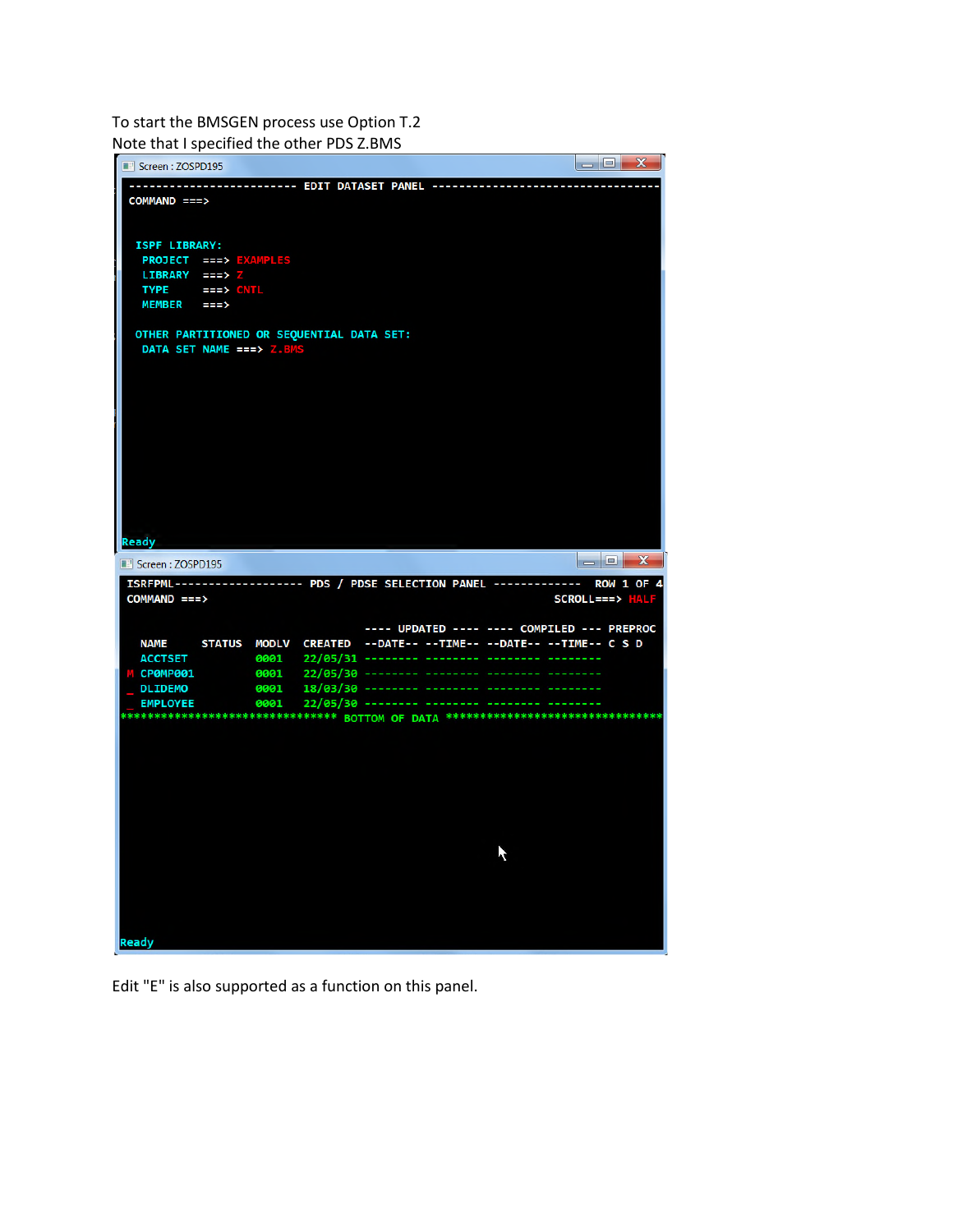To start the BMSGEN process use Option T.2
Note that I specified the other PDS Z.BMS

```
Screen : ZOSPD195
------------------------ EDIT DATASET PANEL ---------------------------------
COMMAND ===>


 ISPF LIBRARY:
  PROJECT  ===> EXAMPLES
  LIBRARY  ===> Z
  TYPE     ===> CNTL
  MEMBER   ===>

 OTHER PARTITIONED OR SEQUENTIAL DATA SET:
  DATA SET NAME ===> Z.BMS









Ready
```

```
Screen : ZOSPD195
ISRFPML------------------- PDS / PDSE SELECTION PANEL ------------- ROW 1 OF 4
COMMAND ===>                                                  SCROLL===> HALF

                                    ---- UPDATED ----  ---- COMPILED --- PREPROC
  NAME      STATUS  MODLV  CREATED  --DATE-- --TIME--  --DATE-- --TIME-- C S D
  ACCTSET           0001   22/05/31 -------- --------  -------- --------
M CP0MP001          0001   22/05/30 -------- --------  -------- --------
_ DLIDEMO           0001   18/03/30 -------- --------  -------- --------
_ EMPLOYEE          0001   22/05/30 -------- --------  -------- --------
******************************** BOTTOM OF DATA ********************************









Ready
```

Edit "E" is also supported as a function on this panel.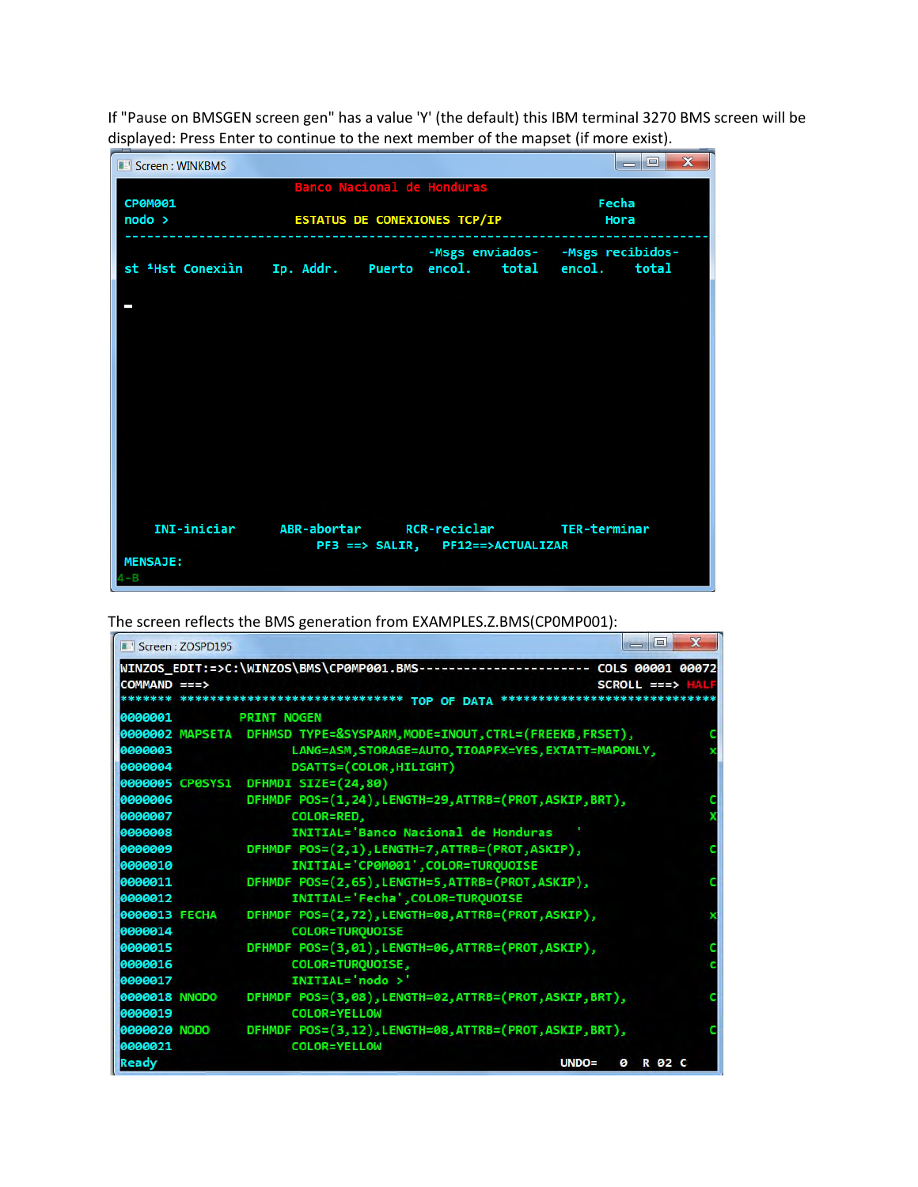If "Pause on BMSGEN screen gen" has a value 'Y' (the default) this IBM terminal 3270 BMS screen will be displayed: Press Enter to continue to the next member of the mapset (if more exist).

```
Screen : WINKBMS

                                  Banco Nacional de Honduras
CP0M001                                                               Fecha
nodo >                            ESTATUS DE CONEXIONES TCP/IP         Hora
-----------------------------------------------------------------------------------
                                                   -Msgs enviados-   -Msgs recibidos-
st ¹Hst Conexiln     Ip. Addr.      Puerto   encol.     total    encol.     total

_





    INI-iniciar      ABR-abortar      RCR-reciclar        TER-terminar
                                PF3 ==> SALIR,    PF12==>ACTUALIZAR
MENSAJE:
4-B
```

The screen reflects the BMS generation from EXAMPLES.Z.BMS(CP0MP001):

```
Screen : ZOSPD195

WINZOS_EDIT:=>C:\WINZOS\BMS\CP0MP001.BMS------------------------ COLS 00001 00072
COMMAND ===>                                                      SCROLL ===> HALF
******* ****************************** TOP OF DATA ******************************
0000001          PRINT NOGEN
0000002 MAPSETA  DFHMSD TYPE=&SYSPARM,MODE=INOUT,CTRL=(FREEKB,FRSET),            C
0000003                LANG=ASM,STORAGE=AUTO,TIOAPFX=YES,EXTATT=MAPONLY,         x
0000004                DSATTS=(COLOR,HILIGHT)
0000005 CP0SYS1  DFHMDI SIZE=(24,80)
0000006          DFHMDF POS=(1,24),LENGTH=29,ATTRB=(PROT,ASKIP,BRT),             C
0000007                COLOR=RED,                                                X
0000008                INITIAL='Banco Nacional de Honduras   '
0000009          DFHMDF POS=(2,1),LENGTH=7,ATTRB=(PROT,ASKIP),                   C
0000010                INITIAL='CP0M001',COLOR=TURQUOISE
0000011          DFHMDF POS=(2,65),LENGTH=5,ATTRB=(PROT,ASKIP),                  C
0000012                INITIAL='Fecha',COLOR=TURQUOISE
0000013 FECHA    DFHMDF POS=(2,72),LENGTH=08,ATTRB=(PROT,ASKIP),                 x
0000014                COLOR=TURQUOISE
0000015          DFHMDF POS=(3,01),LENGTH=06,ATTRB=(PROT,ASKIP),                 C
0000016                COLOR=TURQUOISE,                                          c
0000017                INITIAL='nodo >'
0000018 NNODO    DFHMDF POS=(3,08),LENGTH=02,ATTRB=(PROT,ASKIP,BRT),             C
0000019                COLOR=YELLOW
0000020 NODO     DFHMDF POS=(3,12),LENGTH=08,ATTRB=(PROT,ASKIP,BRT),             C
0000021                COLOR=YELLOW
Ready                                                       UNDO=   0  R 02 C
```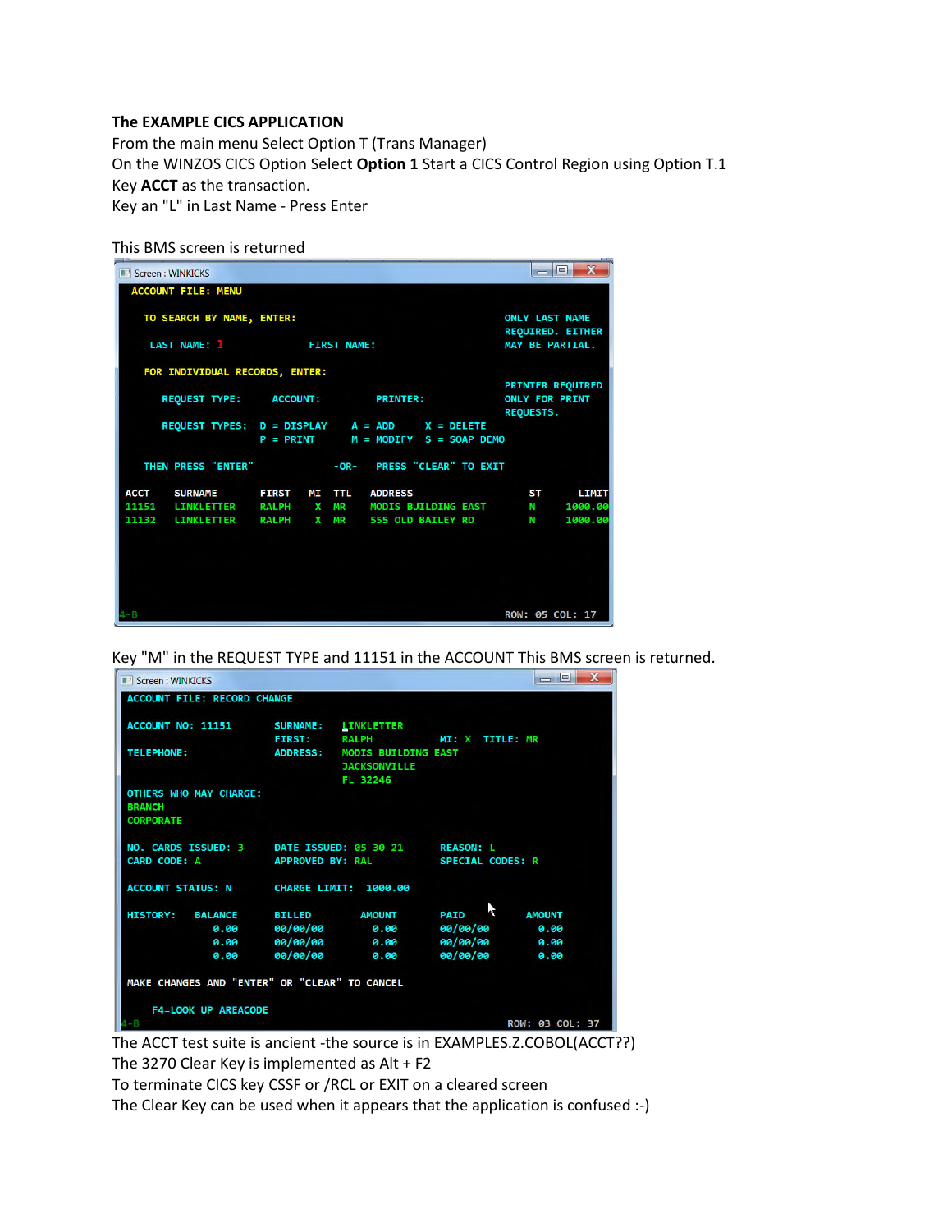**The EXAMPLE CICS APPLICATION**

From the main menu Select Option T (Trans Manager)

On the WINZOS CICS Option Select **Option 1** Start a CICS Control Region using Option T.1

Key **ACCT** as the transaction.

Key an "L" in Last Name - Press Enter

This BMS screen is returned

```
Screen : WINKICKS
 ACCOUNT FILE: MENU

   TO SEARCH BY NAME, ENTER:                                  ONLY LAST NAME
                                                              REQUIRED. EITHER
    LAST NAME: l               FIRST NAME:                    MAY BE PARTIAL.

   FOR INDIVIDUAL RECORDS, ENTER:
                                                              PRINTER REQUIRED
      REQUEST TYPE:    ACCOUNT:         PRINTER:              ONLY FOR PRINT
                                                              REQUESTS.
      REQUEST TYPES:  D = DISPLAY    A = ADD     X = DELETE
                      P = PRINT      M = MODIFY  S = SOAP DEMO

   THEN PRESS "ENTER"              -OR-    PRESS "CLEAR" TO EXIT

ACCT     SURNAME        FIRST    MI  TTL   ADDRESS                  ST      LIMIT
11151    LINKLETTER     RALPH    X   MR    MODIS BUILDING EAST      N     1000.00
11132    LINKLETTER     RALPH    X   MR    555 OLD BAILEY RD        N     1000.00

4-B                                                               ROW: 05 COL: 17
```

Key "M" in the REQUEST TYPE and 11151 in the ACCOUNT This BMS screen is returned.

```
Screen : WINKICKS
ACCOUNT FILE: RECORD CHANGE

ACCOUNT NO: 11151       SURNAME:   LINKLETTER
                        FIRST:     RALPH               MI: X   TITLE: MR
TELEPHONE:              ADDRESS:   MODIS BUILDING EAST
                                   JACKSONVILLE
                                   FL 32246

OTHERS WHO MAY CHARGE:
BRANCH
CORPORATE

NO. CARDS ISSUED: 3     DATE ISSUED: 05 30 21          REASON: L
CARD CODE: A            APPROVED BY: RAL               SPECIAL CODES: R

ACCOUNT STATUS: N       CHARGE LIMIT:   1000.00

HISTORY:   BALANCE      BILLED        AMOUNT          PAID          AMOUNT
              0.00      00/00/00        0.00          00/00/00        0.00
              0.00      00/00/00        0.00          00/00/00        0.00
              0.00      00/00/00        0.00          00/00/00        0.00

MAKE CHANGES AND "ENTER" OR "CLEAR" TO CANCEL

    F4=LOOK UP AREACODE
4-B                                                          ROW: 03 COL: 37
```

The ACCT test suite is ancient -the source is in EXAMPLES.Z.COBOL(ACCT??)

The 3270 Clear Key is implemented as Alt + F2

To terminate CICS key CSSF or /RCL or EXIT on a cleared screen

The Clear Key can be used when it appears that the application is confused :-)